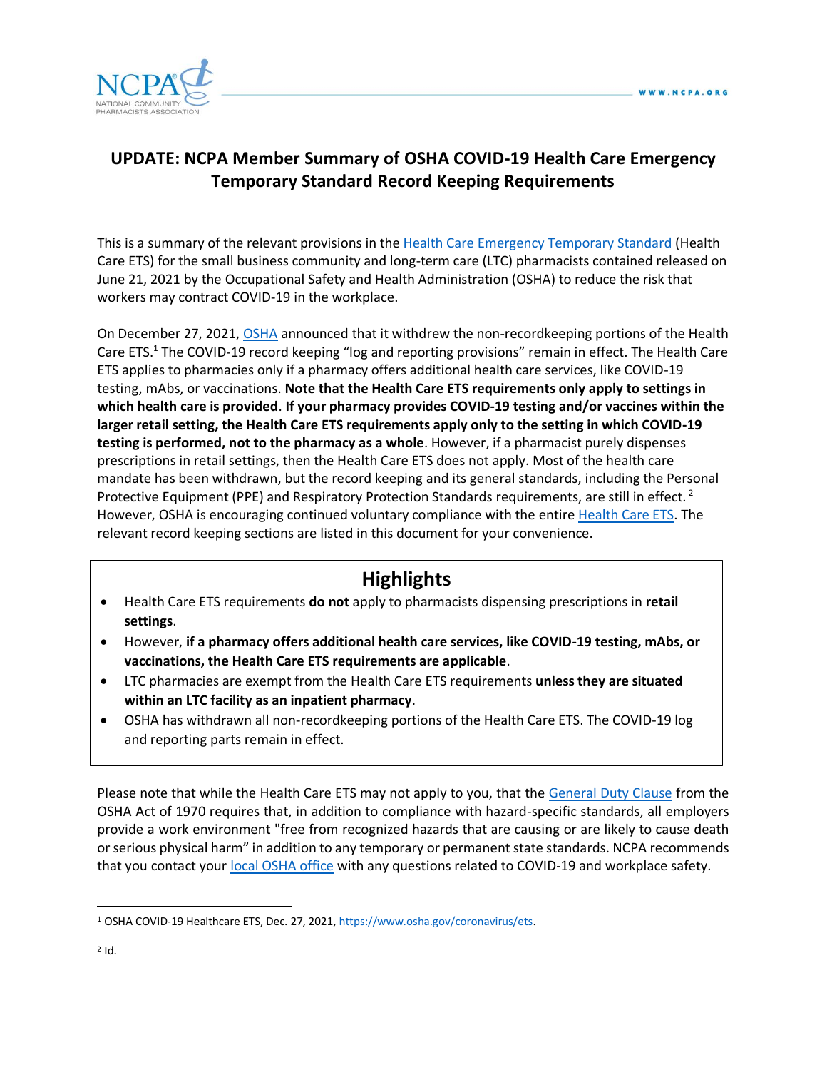# UPDATE: NCPA Member Summary of OSHA COVID-19 Health Care Emergency Temporary Standard Record Keeping Requirements

This is a summary of the relevant provisions in the Health Care Emergency Temporary Standard (Health Care ETS) for the small business community and long-term care (LTC) pharmacists contained released on June 21, 2021 by the Occupational Safety and Health Administration (OSHA) to reduce the risk that workers may contract COVID-19 in the workplace.

On December 27, 2021, OSHA announced that it withdrew the non-recordkeeping portions of the Health Care ETS.[1] The COVID-19 record keeping "log and reporting provisions" remain in effect. The Health Care ETS applies to pharmacies only if a pharmacy offers additional health care services, like COVID-19 testing, mAbs, or vaccinations. **Note that the Health Care ETS requirements only apply to settings in which health care is provided**. **If your pharmacy provides COVID-19 testing and/or vaccines within the larger retail setting, the Health Care ETS requirements apply only to the setting in which COVID-19 testing is performed, not to the pharmacy as a whole**. However, if a pharmacist purely dispenses prescriptions in retail settings, then the Health Care ETS does not apply. Most of the health care mandate has been withdrawn, but the record keeping and its general standards, including the Personal Protective Equipment (PPE) and Respiratory Protection Standards requirements, are still in effect.[2] However, OSHA is encouraging continued voluntary compliance with the entire Health Care ETS. The relevant record keeping sections are listed in this document for your convenience.

## Highlights

- Health Care ETS requirements **do not** apply to pharmacists dispensing prescriptions in **retail settings**.
- However, **if a pharmacy offers additional health care services, like COVID-19 testing, mAbs, or vaccinations, the Health Care ETS requirements are applicable**.
- LTC pharmacies are exempt from the Health Care ETS requirements **unless they are situated within an LTC facility as an inpatient pharmacy**.
- OSHA has withdrawn all non-recordkeeping portions of the Health Care ETS. The COVID-19 log and reporting parts remain in effect.

Please note that while the Health Care ETS may not apply to you, that the General Duty Clause from the OSHA Act of 1970 requires that, in addition to compliance with hazard-specific standards, all employers provide a work environment "free from recognized hazards that are causing or are likely to cause death or serious physical harm" in addition to any temporary or permanent state standards. NCPA recommends that you contact your local OSHA office with any questions related to COVID-19 and workplace safety.

---

[1] OSHA COVID-19 Healthcare ETS, Dec. 27, 2021, https://www.osha.gov/coronavirus/ets.

[2] Id.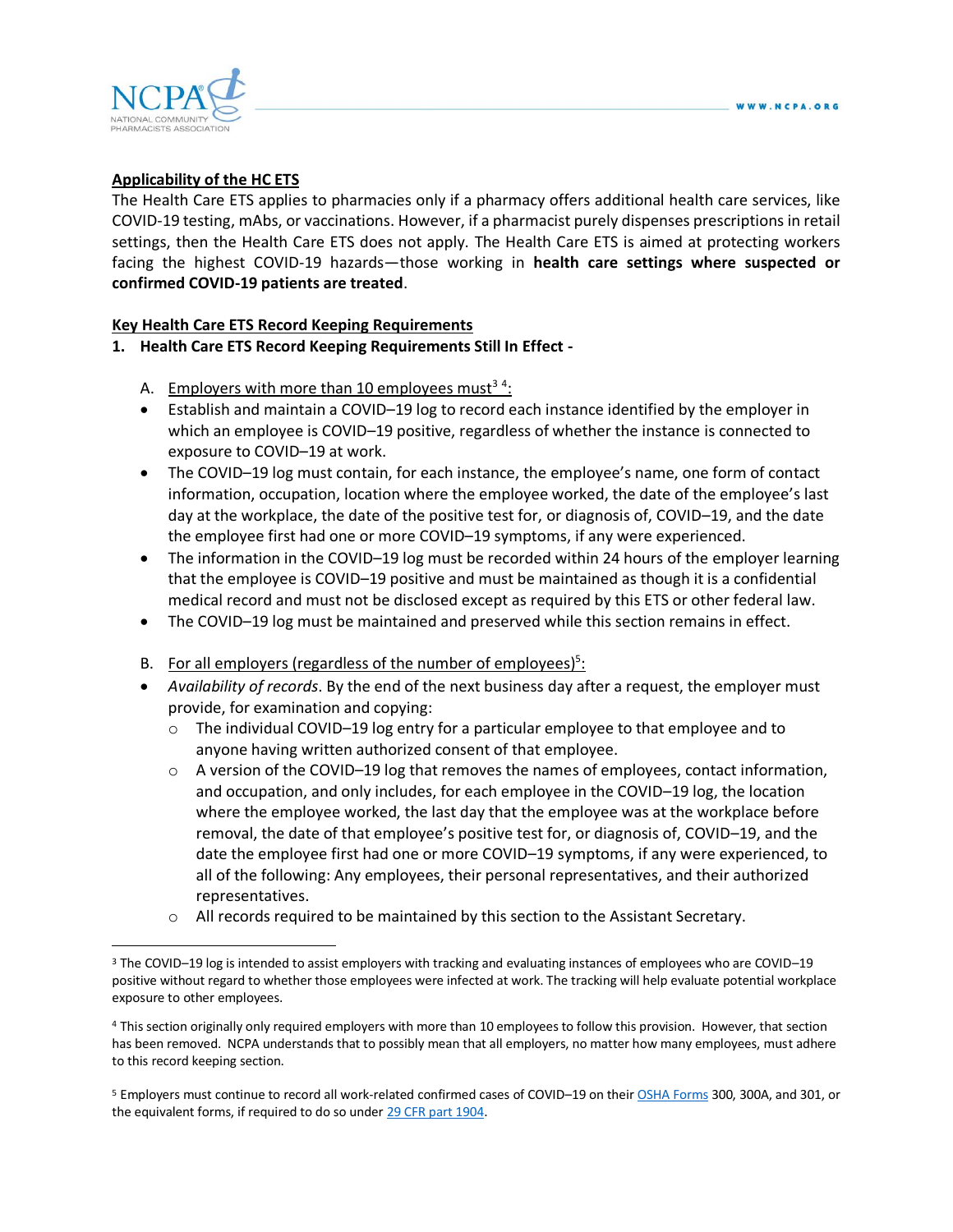**<u>Applicability of the HC ETS</u>**

The Health Care ETS applies to pharmacies only if a pharmacy offers additional health care services, like COVID-19 testing, mAbs, or vaccinations. However, if a pharmacist purely dispenses prescriptions in retail settings, then the Health Care ETS does not apply. The Health Care ETS is aimed at protecting workers facing the highest COVID-19 hazards—those working in **health care settings where suspected or confirmed COVID-19 patients are treated**.

**<u>Key Health Care ETS Record Keeping Requirements</u>**

1. **Health Care ETS Record Keeping Requirements Still In Effect -**

   A. <u>Employers with more than 10 employees must[3] [4]:</u>

   - Establish and maintain a COVID–19 log to record each instance identified by the employer in which an employee is COVID–19 positive, regardless of whether the instance is connected to exposure to COVID–19 at work.
   - The COVID–19 log must contain, for each instance, the employee's name, one form of contact information, occupation, location where the employee worked, the date of the employee's last day at the workplace, the date of the positive test for, or diagnosis of, COVID–19, and the date the employee first had one or more COVID–19 symptoms, if any were experienced.
   - The information in the COVID–19 log must be recorded within 24 hours of the employer learning that the employee is COVID–19 positive and must be maintained as though it is a confidential medical record and must not be disclosed except as required by this ETS or other federal law.
   - The COVID–19 log must be maintained and preserved while this section remains in effect.

   B. <u>For all employers (regardless of the number of employees)[5]:</u>

   - *Availability of records*. By the end of the next business day after a request, the employer must provide, for examination and copying:
     - The individual COVID–19 log entry for a particular employee to that employee and to anyone having written authorized consent of that employee.
     - A version of the COVID–19 log that removes the names of employees, contact information, and occupation, and only includes, for each employee in the COVID–19 log, the location where the employee worked, the last day that the employee was at the workplace before removal, the date of that employee's positive test for, or diagnosis of, COVID–19, and the date the employee first had one or more COVID–19 symptoms, if any were experienced, to all of the following: Any employees, their personal representatives, and their authorized representatives.
     - All records required to be maintained by this section to the Assistant Secretary.

---

[3] The COVID–19 log is intended to assist employers with tracking and evaluating instances of employees who are COVID–19 positive without regard to whether those employees were infected at work. The tracking will help evaluate potential workplace exposure to other employees.

[4] This section originally only required employers with more than 10 employees to follow this provision. However, that section has been removed. NCPA understands that to possibly mean that all employers, no matter how many employees, must adhere to this record keeping section.

[5] Employers must continue to record all work-related confirmed cases of COVID–19 on their OSHA Forms 300, 300A, and 301, or the equivalent forms, if required to do so under 29 CFR part 1904.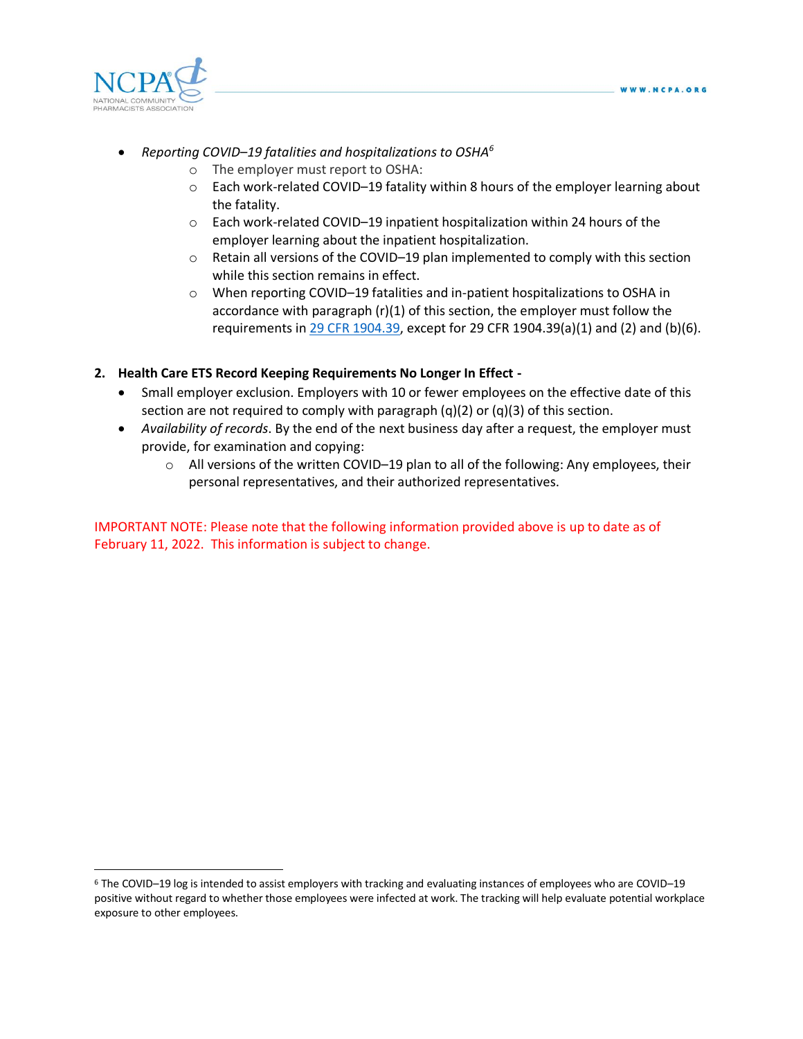- *Reporting COVID–19 fatalities and hospitalizations to OSHA*[6]
  - The employer must report to OSHA:
  - Each work-related COVID–19 fatality within 8 hours of the employer learning about the fatality.
  - Each work-related COVID–19 inpatient hospitalization within 24 hours of the employer learning about the inpatient hospitalization.
  - Retain all versions of the COVID–19 plan implemented to comply with this section while this section remains in effect.
  - When reporting COVID–19 fatalities and in-patient hospitalizations to OSHA in accordance with paragraph (r)(1) of this section, the employer must follow the requirements in [29 CFR 1904.39](), except for 29 CFR 1904.39(a)(1) and (2) and (b)(6).

**2. Health Care ETS Record Keeping Requirements No Longer In Effect -**

- Small employer exclusion. Employers with 10 or fewer employees on the effective date of this section are not required to comply with paragraph (q)(2) or (q)(3) of this section.
- *Availability of records*. By the end of the next business day after a request, the employer must provide, for examination and copying:
  - All versions of the written COVID–19 plan to all of the following: Any employees, their personal representatives, and their authorized representatives.

IMPORTANT NOTE: Please note that the following information provided above is up to date as of February 11, 2022. This information is subject to change.

---

[6] The COVID–19 log is intended to assist employers with tracking and evaluating instances of employees who are COVID–19 positive without regard to whether those employees were infected at work. The tracking will help evaluate potential workplace exposure to other employees.